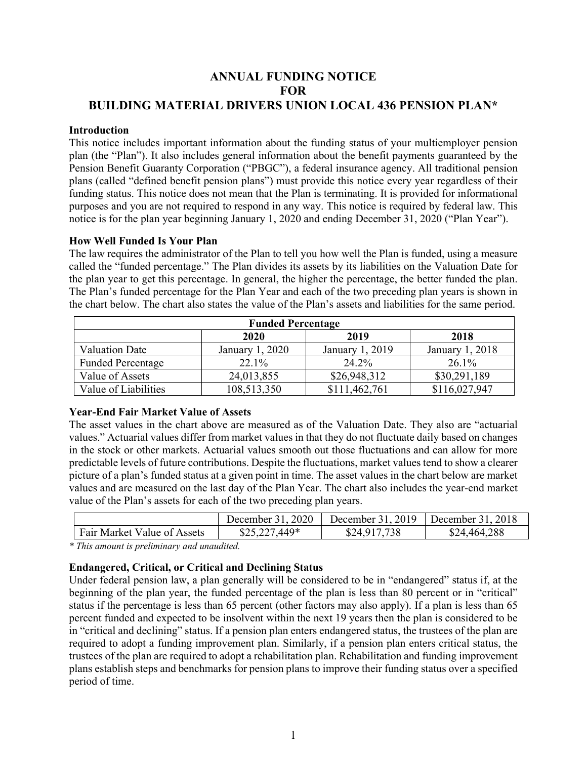# ANNUAL FUNDING NOTICE FOR BUILDING MATERIAL DRIVERS UNION LOCAL 436 PENSION PLAN*

### Introduction

This notice includes important information about the funding status of your multiemployer pension plan (the "Plan"). It also includes general information about the benefit payments guaranteed by the Pension Benefit Guaranty Corporation ("PBGC"), a federal insurance agency. All traditional pension plans (called "defined benefit pension plans") must provide this notice every year regardless of their funding status. This notice does not mean that the Plan is terminating. It is provided for informational purposes and you are not required to respond in any way. This notice is required by federal law. This notice is for the plan year beginning January 1, 2020 and ending December 31, 2020 ("Plan Year").

### How Well Funded Is Your Plan

The law requires the administrator of the Plan to tell you how well the Plan is funded, using a measure called the "funded percentage." The Plan divides its assets by its liabilities on the Valuation Date for the plan year to get this percentage. In general, the higher the percentage, the better funded the plan. The Plan's funded percentage for the Plan Year and each of the two preceding plan years is shown in the chart below. The chart also states the value of the Plan's assets and liabilities for the same period.

| Funded Percentage | | | |
|---|---|---|---|
| | 2020 | 2019 | 2018 |
| Valuation Date | January 1, 2020 | January 1, 2019 | January 1, 2018 |
| Funded Percentage | 22.1% | 24.2% | 26.1% |
| Value of Assets | 24,013,855 | $26,948,312 | $30,291,189 |
| Value of Liabilities | 108,513,350 | $111,462,761 | $116,027,947 |

### Year-End Fair Market Value of Assets

The asset values in the chart above are measured as of the Valuation Date. They also are "actuarial values." Actuarial values differ from market values in that they do not fluctuate daily based on changes in the stock or other markets. Actuarial values smooth out those fluctuations and can allow for more predictable levels of future contributions. Despite the fluctuations, market values tend to show a clearer picture of a plan's funded status at a given point in time. The asset values in the chart below are market values and are measured on the last day of the Plan Year. The chart also includes the year-end market value of the Plan's assets for each of the two preceding plan years.

| | December 31, 2020 | December 31, 2019 | December 31, 2018 |
|---|---|---|---|
| Fair Market Value of Assets | $25,227,449* | $24,917,738 | $24,464,288 |

*\* This amount is preliminary and unaudited.*

### Endangered, Critical, or Critical and Declining Status

Under federal pension law, a plan generally will be considered to be in "endangered" status if, at the beginning of the plan year, the funded percentage of the plan is less than 80 percent or in "critical" status if the percentage is less than 65 percent (other factors may also apply). If a plan is less than 65 percent funded and expected to be insolvent within the next 19 years then the plan is considered to be in "critical and declining" status. If a pension plan enters endangered status, the trustees of the plan are required to adopt a funding improvement plan. Similarly, if a pension plan enters critical status, the trustees of the plan are required to adopt a rehabilitation plan. Rehabilitation and funding improvement plans establish steps and benchmarks for pension plans to improve their funding status over a specified period of time.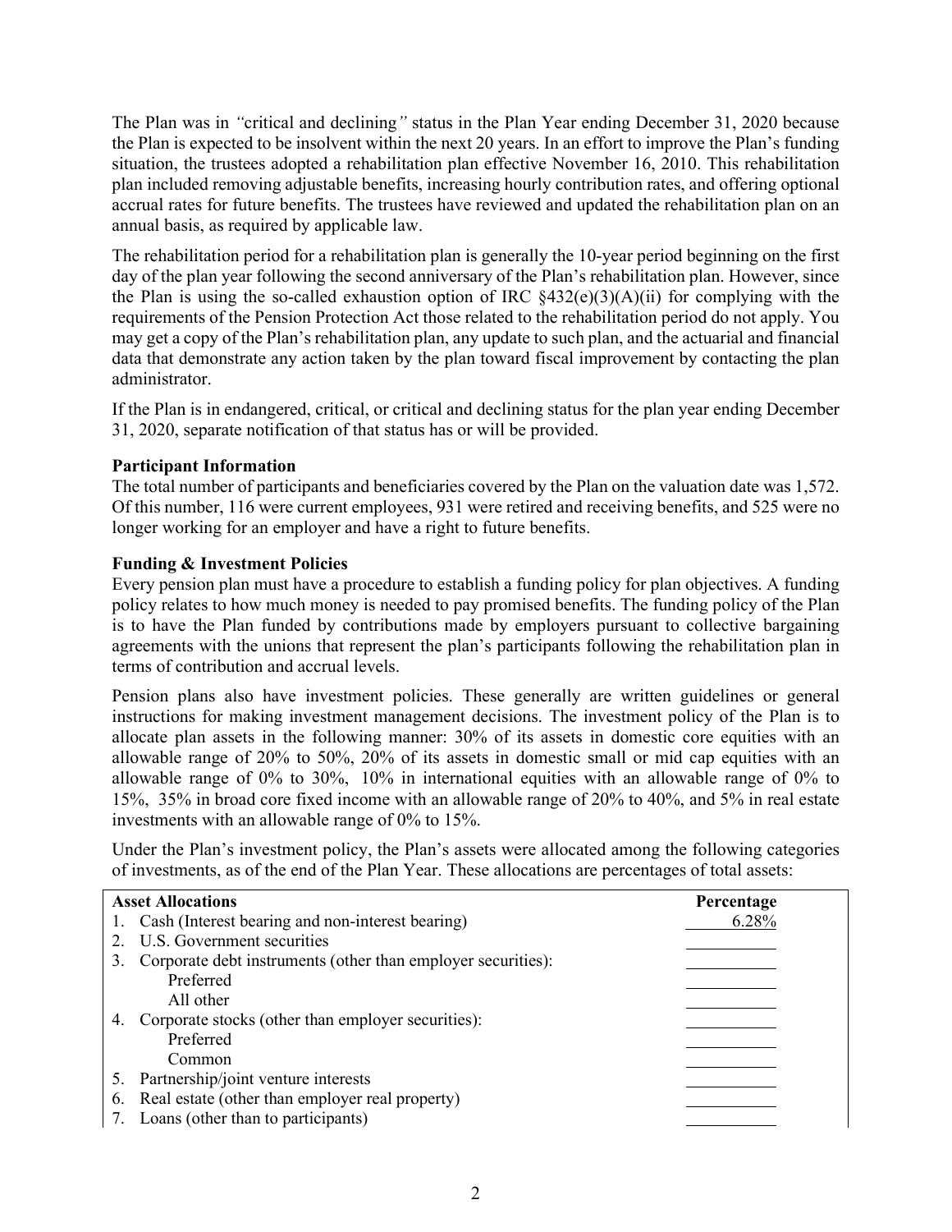The Plan was in *"critical and declining"* status in the Plan Year ending December 31, 2020 because the Plan is expected to be insolvent within the next 20 years. In an effort to improve the Plan's funding situation, the trustees adopted a rehabilitation plan effective November 16, 2010. This rehabilitation plan included removing adjustable benefits, increasing hourly contribution rates, and offering optional accrual rates for future benefits. The trustees have reviewed and updated the rehabilitation plan on an annual basis, as required by applicable law.

The rehabilitation period for a rehabilitation plan is generally the 10-year period beginning on the first day of the plan year following the second anniversary of the Plan's rehabilitation plan. However, since the Plan is using the so-called exhaustion option of IRC §432(e)(3)(A)(ii) for complying with the requirements of the Pension Protection Act those related to the rehabilitation period do not apply. You may get a copy of the Plan's rehabilitation plan, any update to such plan, and the actuarial and financial data that demonstrate any action taken by the plan toward fiscal improvement by contacting the plan administrator.

If the Plan is in endangered, critical, or critical and declining status for the plan year ending December 31, 2020, separate notification of that status has or will be provided.

**Participant Information**

The total number of participants and beneficiaries covered by the Plan on the valuation date was 1,572. Of this number, 116 were current employees, 931 were retired and receiving benefits, and 525 were no longer working for an employer and have a right to future benefits.

**Funding & Investment Policies**

Every pension plan must have a procedure to establish a funding policy for plan objectives. A funding policy relates to how much money is needed to pay promised benefits. The funding policy of the Plan is to have the Plan funded by contributions made by employers pursuant to collective bargaining agreements with the unions that represent the plan's participants following the rehabilitation plan in terms of contribution and accrual levels.

Pension plans also have investment policies. These generally are written guidelines or general instructions for making investment management decisions. The investment policy of the Plan is to allocate plan assets in the following manner: 30% of its assets in domestic core equities with an allowable range of 20% to 50%, 20% of its assets in domestic small or mid cap equities with an allowable range of 0% to 30%, 10% in international equities with an allowable range of 0% to 15%, 35% in broad core fixed income with an allowable range of 20% to 40%, and 5% in real estate investments with an allowable range of 0% to 15%.

Under the Plan's investment policy, the Plan's assets were allocated among the following categories of investments, as of the end of the Plan Year. These allocations are percentages of total assets:

| Asset Allocations | Percentage |
|---|---|
| 1. Cash (Interest bearing and non-interest bearing) | 6.28% |
| 2. U.S. Government securities | |
| 3. Corporate debt instruments (other than employer securities): | |
| Preferred | |
| All other | |
| 4. Corporate stocks (other than employer securities): | |
| Preferred | |
| Common | |
| 5. Partnership/joint venture interests | |
| 6. Real estate (other than employer real property) | |
| 7. Loans (other than to participants) | |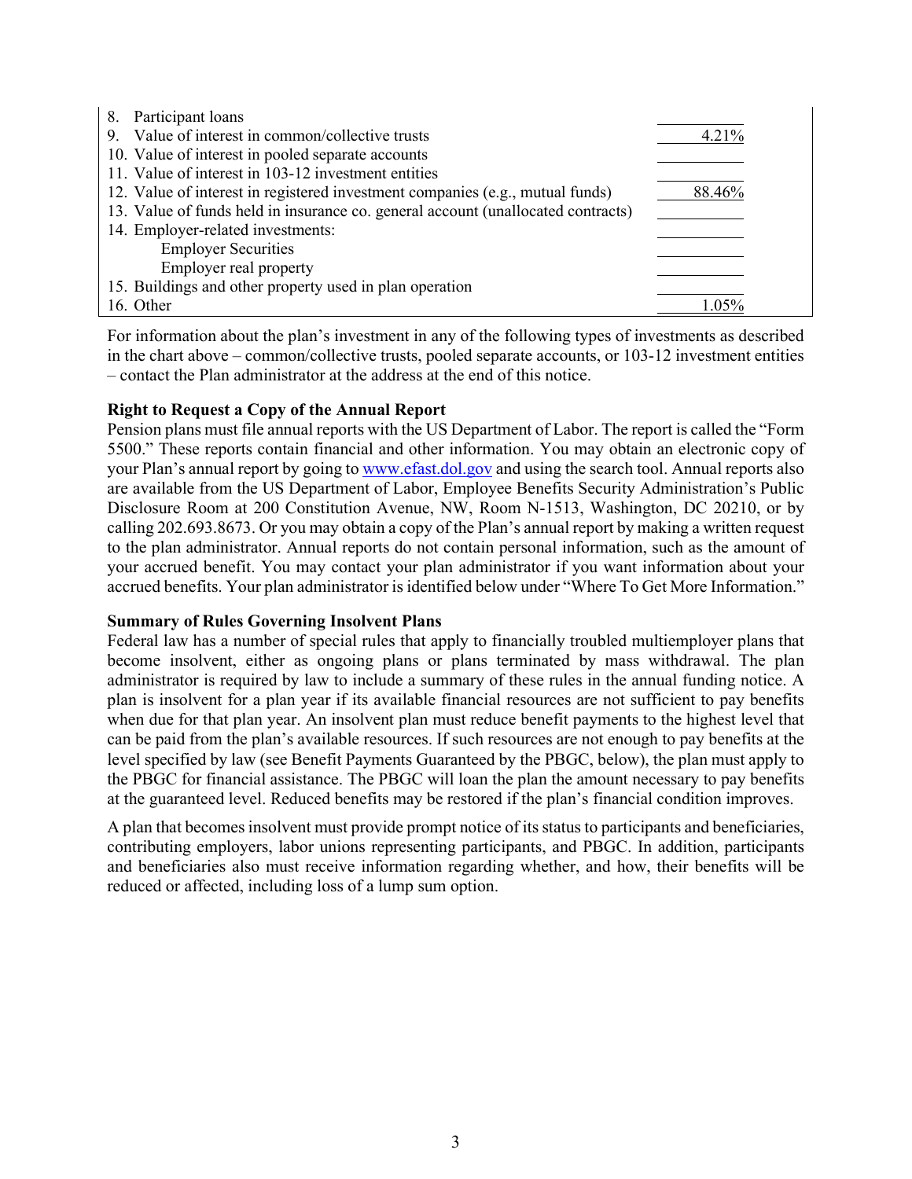| | |
|---|---|
| 8. Participant loans | |
| 9. Value of interest in common/collective trusts | 4.21% |
| 10. Value of interest in pooled separate accounts | |
| 11. Value of interest in 103-12 investment entities | |
| 12. Value of interest in registered investment companies (e.g., mutual funds) | 88.46% |
| 13. Value of funds held in insurance co. general account (unallocated contracts) | |
| 14. Employer-related investments: | |
| Employer Securities | |
| Employer real property | |
| 15. Buildings and other property used in plan operation | |
| 16. Other | 1.05% |

For information about the plan's investment in any of the following types of investments as described in the chart above – common/collective trusts, pooled separate accounts, or 103-12 investment entities – contact the Plan administrator at the address at the end of this notice.

**Right to Request a Copy of the Annual Report**

Pension plans must file annual reports with the US Department of Labor. The report is called the "Form 5500." These reports contain financial and other information. You may obtain an electronic copy of your Plan's annual report by going to www.efast.dol.gov and using the search tool. Annual reports also are available from the US Department of Labor, Employee Benefits Security Administration's Public Disclosure Room at 200 Constitution Avenue, NW, Room N-1513, Washington, DC 20210, or by calling 202.693.8673. Or you may obtain a copy of the Plan's annual report by making a written request to the plan administrator. Annual reports do not contain personal information, such as the amount of your accrued benefit. You may contact your plan administrator if you want information about your accrued benefits. Your plan administrator is identified below under "Where To Get More Information."

**Summary of Rules Governing Insolvent Plans**

Federal law has a number of special rules that apply to financially troubled multiemployer plans that become insolvent, either as ongoing plans or plans terminated by mass withdrawal. The plan administrator is required by law to include a summary of these rules in the annual funding notice. A plan is insolvent for a plan year if its available financial resources are not sufficient to pay benefits when due for that plan year. An insolvent plan must reduce benefit payments to the highest level that can be paid from the plan's available resources. If such resources are not enough to pay benefits at the level specified by law (see Benefit Payments Guaranteed by the PBGC, below), the plan must apply to the PBGC for financial assistance. The PBGC will loan the plan the amount necessary to pay benefits at the guaranteed level. Reduced benefits may be restored if the plan's financial condition improves.

A plan that becomes insolvent must provide prompt notice of its status to participants and beneficiaries, contributing employers, labor unions representing participants, and PBGC. In addition, participants and beneficiaries also must receive information regarding whether, and how, their benefits will be reduced or affected, including loss of a lump sum option.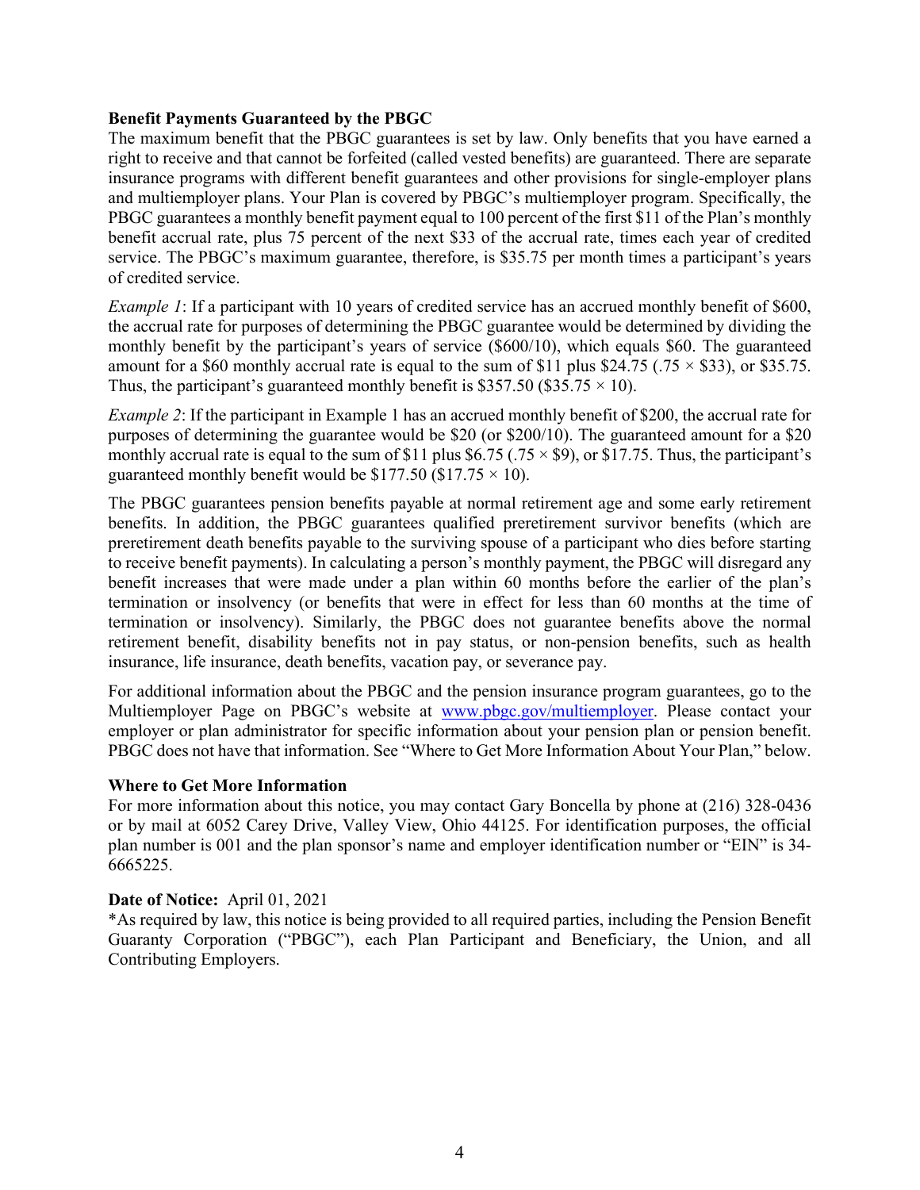**Benefit Payments Guaranteed by the PBGC**

The maximum benefit that the PBGC guarantees is set by law. Only benefits that you have earned a right to receive and that cannot be forfeited (called vested benefits) are guaranteed. There are separate insurance programs with different benefit guarantees and other provisions for single-employer plans and multiemployer plans. Your Plan is covered by PBGC's multiemployer program. Specifically, the PBGC guarantees a monthly benefit payment equal to 100 percent of the first $11 of the Plan's monthly benefit accrual rate, plus 75 percent of the next $33 of the accrual rate, times each year of credited service. The PBGC's maximum guarantee, therefore, is $35.75 per month times a participant's years of credited service.

*Example 1*: If a participant with 10 years of credited service has an accrued monthly benefit of $600, the accrual rate for purposes of determining the PBGC guarantee would be determined by dividing the monthly benefit by the participant's years of service ($600/10), which equals $60. The guaranteed amount for a $60 monthly accrual rate is equal to the sum of $11 plus $24.75 (.75 × $33), or $35.75. Thus, the participant's guaranteed monthly benefit is $357.50 ($35.75 × 10).

*Example 2*: If the participant in Example 1 has an accrued monthly benefit of $200, the accrual rate for purposes of determining the guarantee would be $20 (or $200/10). The guaranteed amount for a $20 monthly accrual rate is equal to the sum of $11 plus $6.75 (.75 × $9), or $17.75. Thus, the participant's guaranteed monthly benefit would be $177.50 ($17.75 × 10).

The PBGC guarantees pension benefits payable at normal retirement age and some early retirement benefits. In addition, the PBGC guarantees qualified preretirement survivor benefits (which are preretirement death benefits payable to the surviving spouse of a participant who dies before starting to receive benefit payments). In calculating a person's monthly payment, the PBGC will disregard any benefit increases that were made under a plan within 60 months before the earlier of the plan's termination or insolvency (or benefits that were in effect for less than 60 months at the time of termination or insolvency). Similarly, the PBGC does not guarantee benefits above the normal retirement benefit, disability benefits not in pay status, or non-pension benefits, such as health insurance, life insurance, death benefits, vacation pay, or severance pay.

For additional information about the PBGC and the pension insurance program guarantees, go to the Multiemployer Page on PBGC's website at www.pbgc.gov/multiemployer. Please contact your employer or plan administrator for specific information about your pension plan or pension benefit. PBGC does not have that information. See "Where to Get More Information About Your Plan," below.

**Where to Get More Information**

For more information about this notice, you may contact Gary Boncella by phone at (216) 328-0436 or by mail at 6052 Carey Drive, Valley View, Ohio 44125. For identification purposes, the official plan number is 001 and the plan sponsor's name and employer identification number or "EIN" is 34-6665225.

**Date of Notice:** April 01, 2021

*As required by law, this notice is being provided to all required parties, including the Pension Benefit Guaranty Corporation ("PBGC"), each Plan Participant and Beneficiary, the Union, and all Contributing Employers.